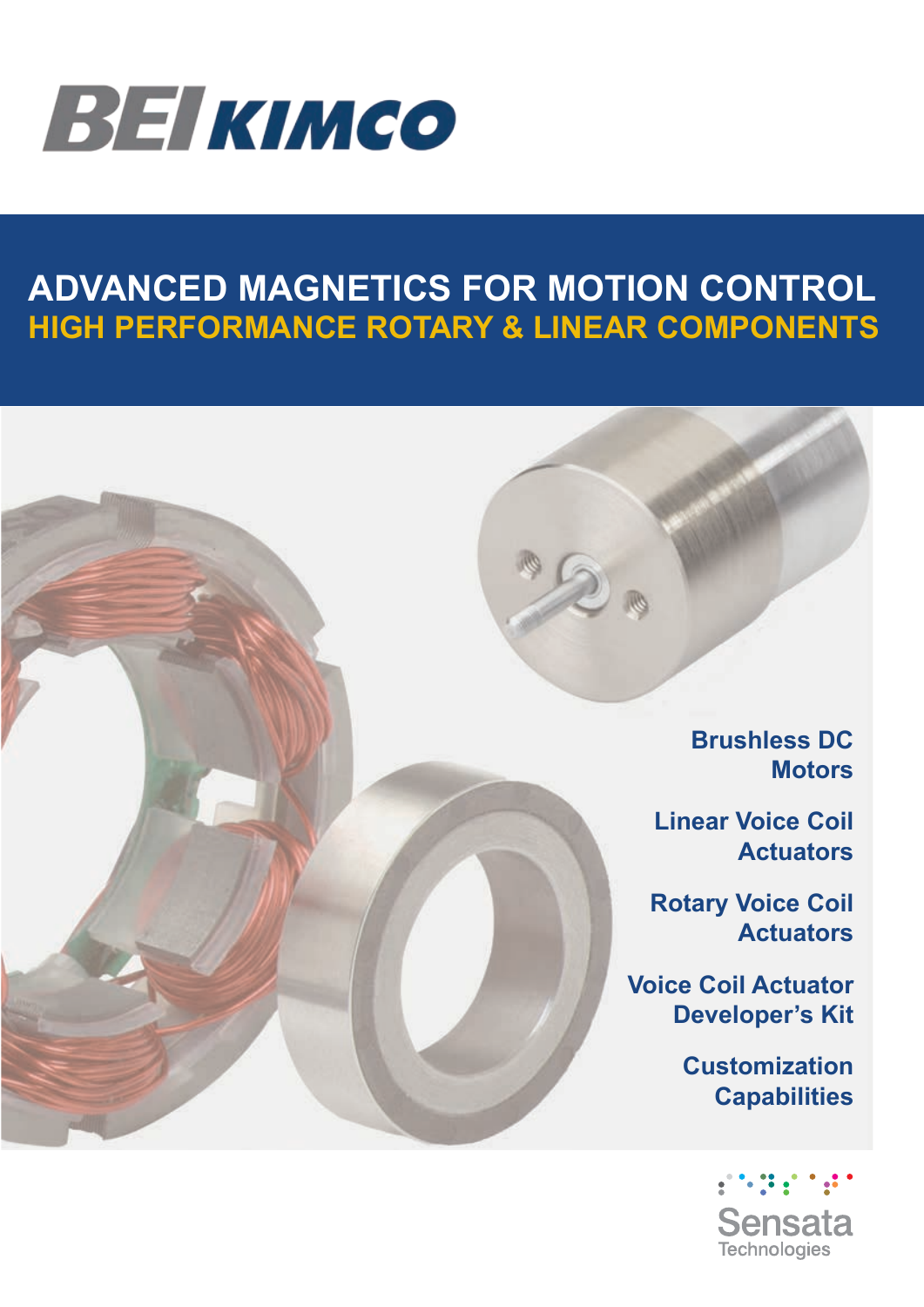# BEI KIMCO

## ADVANCED MAGNETICS FOR MOTION CONTROL

## HIGH PERFORMANCE ROTARY & LINEAR COMPONENTS

**Brushless DC Motors**

**Linear Voice Coil Actuators**

**Rotary Voice Coil Actuators**

**Voice Coil Actuator Developer's Kit**

**Customization Capabilities**

Sensata Technologies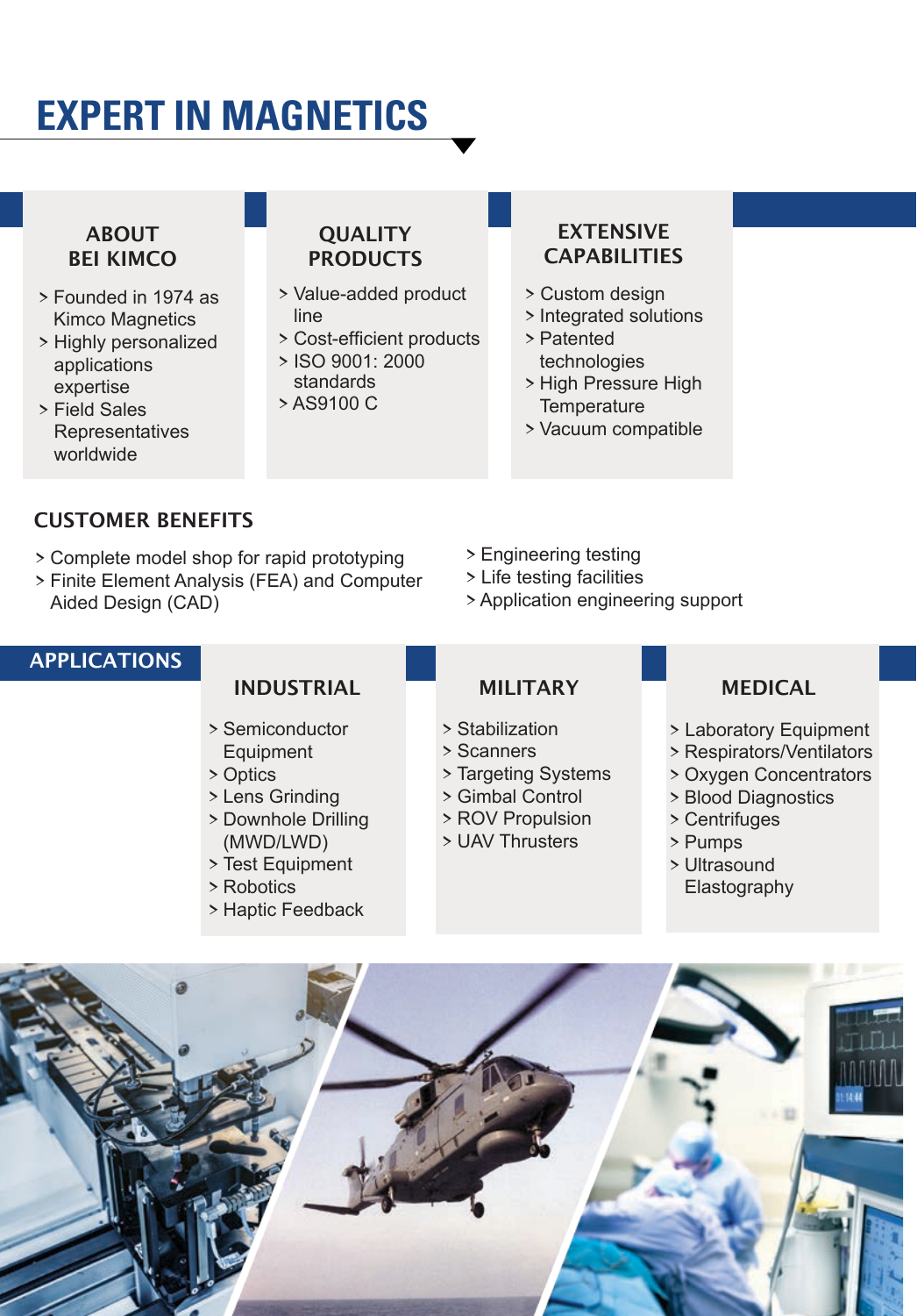# EXPERT IN MAGNETICS

### ABOUT BEI KIMCO

- Founded in 1974 as Kimco Magnetics
- Highly personalized applications expertise
- Field Sales Representatives worldwide

### QUALITY PRODUCTS

- Value-added product line
- Cost-efficient products
- ISO 9001: 2000 standards
- AS9100 C

### EXTENSIVE CAPABILITIES

- Custom design
- Integrated solutions
- Patented technologies
- High Pressure High Temperature
- Vacuum compatible

## CUSTOMER BENEFITS

- Complete model shop for rapid prototyping
- Finite Element Analysis (FEA) and Computer Aided Design (CAD)
- Engineering testing
- Life testing facilities
- Application engineering support

## APPLICATIONS

### INDUSTRIAL

- Semiconductor Equipment
- Optics
- Lens Grinding
- Downhole Drilling (MWD/LWD)
- Test Equipment
- Robotics
- Haptic Feedback

### MILITARY

- Stabilization
- Scanners
- Targeting Systems
- Gimbal Control
- ROV Propulsion
- UAV Thrusters

### MEDICAL

- Laboratory Equipment
- Respirators/Ventilators
- Oxygen Concentrators
- Blood Diagnostics
- Centrifuges
- Pumps
- Ultrasound Elastography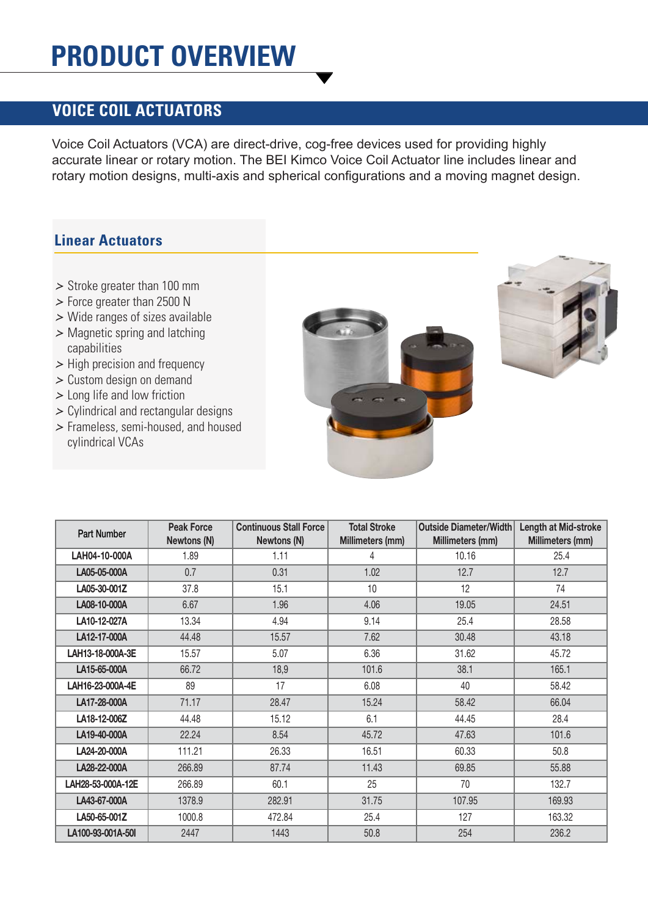# PRODUCT OVERVIEW

## VOICE COIL ACTUATORS

Voice Coil Actuators (VCA) are direct-drive, cog-free devices used for providing highly accurate linear or rotary motion. The BEI Kimco Voice Coil Actuator line includes linear and rotary motion designs, multi-axis and spherical configurations and a moving magnet design.

### Linear Actuators

> Stroke greater than 100 mm
> Force greater than 2500 N
> Wide ranges of sizes available
> Magnetic spring and latching capabilities
> High precision and frequency
> Custom design on demand
> Long life and low friction
> Cylindrical and rectangular designs
> Frameless, semi-housed, and housed cylindrical VCAs

| Part Number | Peak Force Newtons (N) | Continuous Stall Force Newtons (N) | Total Stroke Millimeters (mm) | Outside Diameter/Width Millimeters (mm) | Length at Mid-stroke Millimeters (mm) |
|---|---|---|---|---|---|
| LAH04-10-000A | 1.89 | 1.11 | 4 | 10.16 | 25.4 |
| LA05-05-000A | 0.7 | 0.31 | 1.02 | 12.7 | 12.7 |
| LA05-30-001Z | 37.8 | 15.1 | 10 | 12 | 74 |
| LA08-10-000A | 6.67 | 1.96 | 4.06 | 19.05 | 24.51 |
| LA10-12-027A | 13.34 | 4.94 | 9.14 | 25.4 | 28.58 |
| LA12-17-000A | 44.48 | 15.57 | 7.62 | 30.48 | 43.18 |
| LAH13-18-000A-3E | 15.57 | 5.07 | 6.36 | 31.62 | 45.72 |
| LA15-65-000A | 66.72 | 18,9 | 101.6 | 38.1 | 165.1 |
| LAH16-23-000A-4E | 89 | 17 | 6.08 | 40 | 58.42 |
| LA17-28-000A | 71.17 | 28.47 | 15.24 | 58.42 | 66.04 |
| LA18-12-006Z | 44.48 | 15.12 | 6.1 | 44.45 | 28.4 |
| LA19-40-000A | 22.24 | 8.54 | 45.72 | 47.63 | 101.6 |
| LA24-20-000A | 111.21 | 26.33 | 16.51 | 60.33 | 50.8 |
| LA28-22-000A | 266.89 | 87.74 | 11.43 | 69.85 | 55.88 |
| LAH28-53-000A-12E | 266.89 | 60.1 | 25 | 70 | 132.7 |
| LA43-67-000A | 1378.9 | 282.91 | 31.75 | 107.95 | 169.93 |
| LA50-65-001Z | 1000.8 | 472.84 | 25.4 | 127 | 163.32 |
| LA100-93-001A-50I | 2447 | 1443 | 50.8 | 254 | 236.2 |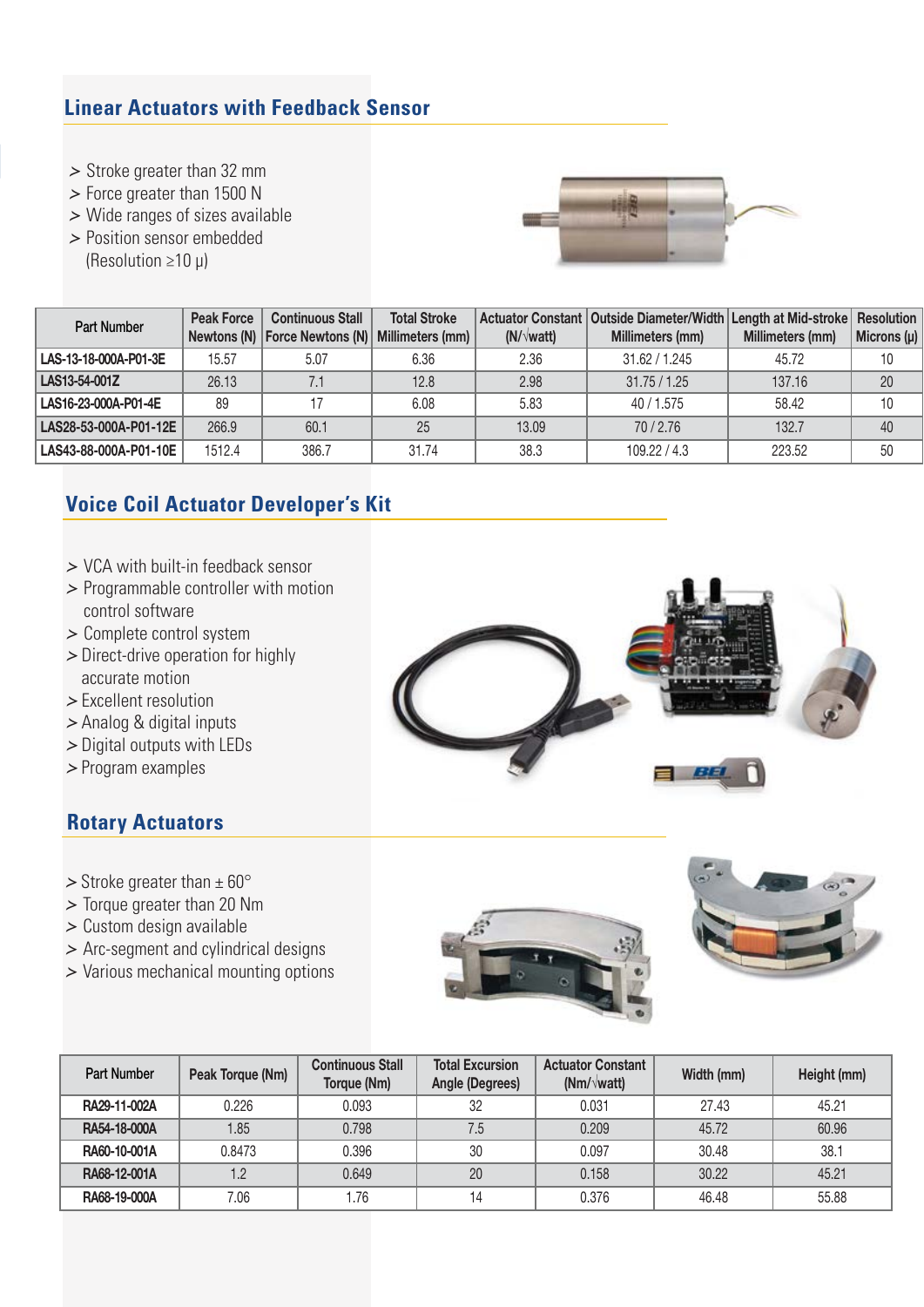## Linear Actuators with Feedback Sensor

> Stroke greater than 32 mm
> Force greater than 1500 N
> Wide ranges of sizes available
> Position sensor embedded (Resolution ≥10 μ)

| Part Number | Peak Force Newtons (N) | Continuous Stall Force Newtons (N) | Total Stroke Millimeters (mm) | Actuator Constant (N/√watt) | Outside Diameter/Width Millimeters (mm) | Length at Mid-stroke Millimeters (mm) | Resolution Microns (μ) |
|---|---|---|---|---|---|---|---|
| LAS-13-18-000A-P01-3E | 15.57 | 5.07 | 6.36 | 2.36 | 31.62 / 1.245 | 45.72 | 10 |
| LAS13-54-001Z | 26.13 | 7.1 | 12.8 | 2.98 | 31.75 / 1.25 | 137.16 | 20 |
| LAS16-23-000A-P01-4E | 89 | 17 | 6.08 | 5.83 | 40 / 1.575 | 58.42 | 10 |
| LAS28-53-000A-P01-12E | 266.9 | 60.1 | 25 | 13.09 | 70 / 2.76 | 132.7 | 40 |
| LAS43-88-000A-P01-10E | 1512.4 | 386.7 | 31.74 | 38.3 | 109.22 / 4.3 | 223.52 | 50 |

## Voice Coil Actuator Developer's Kit

> VCA with built-in feedback sensor
> Programmable controller with motion control software
> Complete control system
> Direct-drive operation for highly accurate motion
> Excellent resolution
> Analog & digital inputs
> Digital outputs with LEDs
> Program examples

## Rotary Actuators

> Stroke greater than ± 60°
> Torque greater than 20 Nm
> Custom design available
> Arc-segment and cylindrical designs
> Various mechanical mounting options

| Part Number | Peak Torque (Nm) | Continuous Stall Torque (Nm) | Total Excursion Angle (Degrees) | Actuator Constant (Nm/√watt) | Width (mm) | Height (mm) |
|---|---|---|---|---|---|---|
| RA29-11-002A | 0.226 | 0.093 | 32 | 0.031 | 27.43 | 45.21 |
| RA54-18-000A | 1.85 | 0.798 | 7.5 | 0.209 | 45.72 | 60.96 |
| RA60-10-001A | 0.8473 | 0.396 | 30 | 0.097 | 30.48 | 38.1 |
| RA68-12-001A | 1.2 | 0.649 | 20 | 0.158 | 30.22 | 45.21 |
| RA68-19-000A | 7.06 | 1.76 | 14 | 0.376 | 46.48 | 55.88 |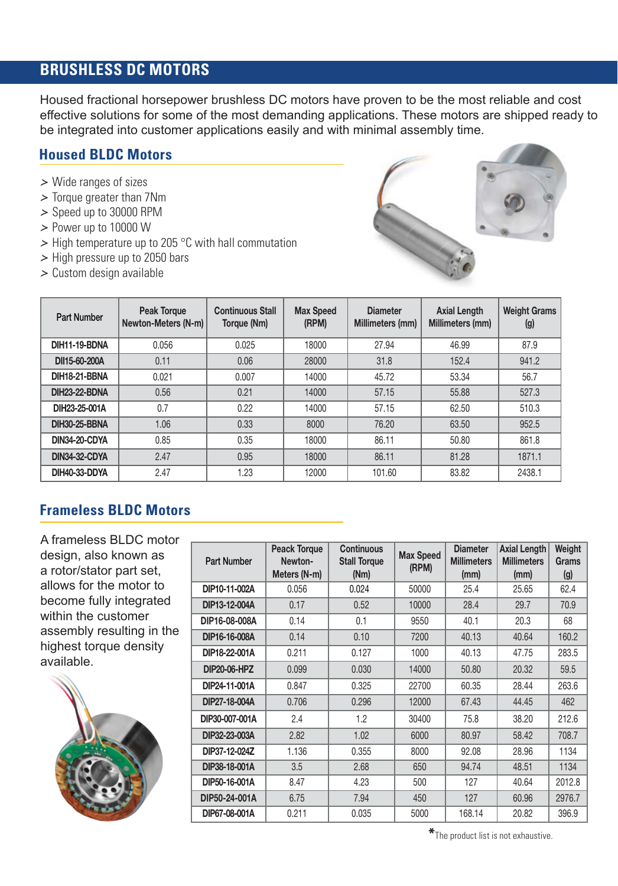# BRUSHLESS DC MOTORS

Housed fractional horsepower brushless DC motors have proven to be the most reliable and cost effective solutions for some of the most demanding applications. These motors are shipped ready to be integrated into customer applications easily and with minimal assembly time.

## Housed BLDC Motors

> Wide ranges of sizes
> Torque greater than 7Nm
> Speed up to 30000 RPM
> Power up to 10000 W
> High temperature up to 205 °C with hall commutation
> High pressure up to 2050 bars
> Custom design available

| Part Number | Peak Torque Newton-Meters (N-m) | Continuous Stall Torque (Nm) | Max Speed (RPM) | Diameter Millimeters (mm) | Axial Length Millimeters (mm) | Weight Grams (g) |
|---|---|---|---|---|---|---|
| DIH11-19-BDNA | 0.056 | 0.025 | 18000 | 27.94 | 46.99 | 87.9 |
| DII15-60-200A | 0.11 | 0.06 | 28000 | 31.8 | 152.4 | 941.2 |
| DIH18-21-BBNA | 0.021 | 0.007 | 14000 | 45.72 | 53.34 | 56.7 |
| DIH23-22-BDNA | 0.56 | 0.21 | 14000 | 57.15 | 55.88 | 527.3 |
| DIH23-25-001A | 0.7 | 0.22 | 14000 | 57.15 | 62.50 | 510.3 |
| DIH30-25-BBNA | 1.06 | 0.33 | 8000 | 76.20 | 63.50 | 952.5 |
| DIN34-20-CDYA | 0.85 | 0.35 | 18000 | 86.11 | 50.80 | 861.8 |
| DIN34-32-CDYA | 2.47 | 0.95 | 18000 | 86.11 | 81.28 | 1871.1 |
| DIH40-33-DDYA | 2.47 | 1.23 | 12000 | 101.60 | 83.82 | 2438.1 |

## Frameless BLDC Motors

A frameless BLDC motor design, also known as a rotor/stator part set, allows for the motor to become fully integrated within the customer assembly resulting in the highest torque density available.

| Part Number | Peack Torque Newton-Meters (N-m) | Continuous Stall Torque (Nm) | Max Speed (RPM) | Diameter Millimeters (mm) | Axial Length Millimeters (mm) | Weight Grams (g) |
|---|---|---|---|---|---|---|
| DIP10-11-002A | 0.056 | 0.024 | 50000 | 25.4 | 25.65 | 62.4 |
| DIP13-12-004A | 0.17 | 0.52 | 10000 | 28.4 | 29.7 | 70.9 |
| DIP16-08-008A | 0.14 | 0.1 | 9550 | 40.1 | 20.3 | 68 |
| DIP16-16-008A | 0.14 | 0.10 | 7200 | 40.13 | 40.64 | 160.2 |
| DIP18-22-001A | 0.211 | 0.127 | 1000 | 40.13 | 47.75 | 283.5 |
| DIP20-06-HPZ | 0.099 | 0.030 | 14000 | 50.80 | 20.32 | 59.5 |
| DIP24-11-001A | 0.847 | 0.325 | 22700 | 60.35 | 28.44 | 263.6 |
| DIP27-18-004A | 0.706 | 0.296 | 12000 | 67.43 | 44.45 | 462 |
| DIP30-007-001A | 2.4 | 1.2 | 30400 | 75.8 | 38.20 | 212.6 |
| DIP32-23-003A | 2.82 | 1.02 | 6000 | 80.97 | 58.42 | 708.7 |
| DIP37-12-024Z | 1.136 | 0.355 | 8000 | 92.08 | 28.96 | 1134 |
| DIP38-18-001A | 3.5 | 2.68 | 650 | 94.74 | 48.51 | 1134 |
| DIP50-16-001A | 8.47 | 4.23 | 500 | 127 | 40.64 | 2012.8 |
| DIP50-24-001A | 6.75 | 7.94 | 450 | 127 | 60.96 | 2976.7 |
| DIP67-08-001A | 0.211 | 0.035 | 5000 | 168.14 | 20.82 | 396.9 |

*The product list is not exhaustive.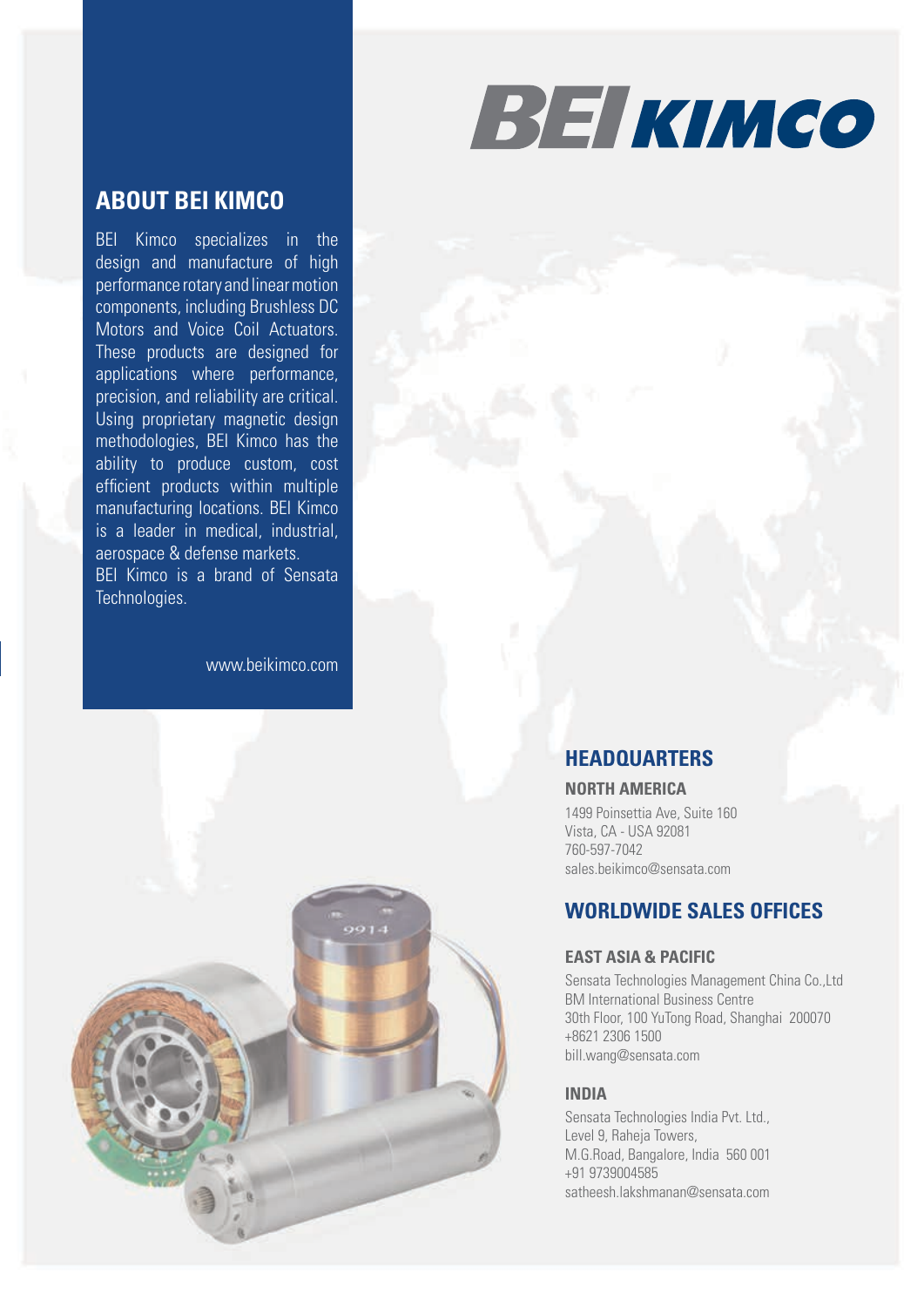# BEI KIMCO

## ABOUT BEI KIMCO

BEI Kimco specializes in the design and manufacture of high performance rotary and linear motion components, including Brushless DC Motors and Voice Coil Actuators. These products are designed for applications where performance, precision, and reliability are critical. Using proprietary magnetic design methodologies, BEI Kimco has the ability to produce custom, cost efficient products within multiple manufacturing locations. BEI Kimco is a leader in medical, industrial, aerospace & defense markets.
BEI Kimco is a brand of Sensata Technologies.

www.beikimco.com

## HEADQUARTERS

### NORTH AMERICA

1499 Poinsettia Ave, Suite 160
Vista, CA - USA 92081
760-597-7042
sales.beikimco@sensata.com

## WORLDWIDE SALES OFFICES

### EAST ASIA & PACIFIC

Sensata Technologies Management China Co.,Ltd
BM International Business Centre
30th Floor, 100 YuTong Road, Shanghai 200070
+8621 2306 1500
bill.wang@sensata.com

### INDIA

Sensata Technologies India Pvt. Ltd.,
Level 9, Raheja Towers,
M.G.Road, Bangalore, India 560 001
+91 9739004585
satheesh.lakshmanan@sensata.com